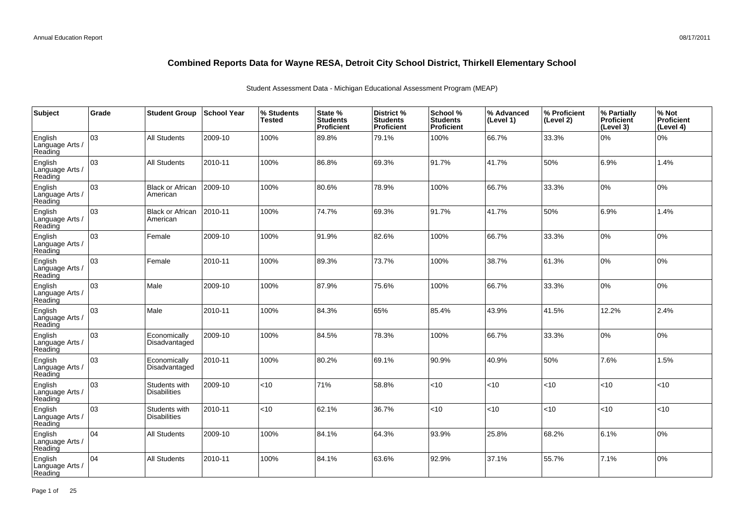# Combined Reports Data for Wayne RESA, Detroit City School District, Thirkell Elementary School

Student Assessment Data - Michigan Educational Assessment Program (MEAP)

| Subject | Grade | Student Group | School Year | % Students Tested | State % Students Proficient | District % Students Proficient | School % Students Proficient | % Advanced (Level 1) | % Proficient (Level 2) | % Partially Proficient (Level 3) | % Not Proficient (Level 4) |
|---|---|---|---|---|---|---|---|---|---|---|---|
| English Language Arts / Reading | 03 | All Students | 2009-10 | 100% | 89.8% | 79.1% | 100% | 66.7% | 33.3% | 0% | 0% |
| English Language Arts / Reading | 03 | All Students | 2010-11 | 100% | 86.8% | 69.3% | 91.7% | 41.7% | 50% | 6.9% | 1.4% |
| English Language Arts / Reading | 03 | Black or African American | 2009-10 | 100% | 80.6% | 78.9% | 100% | 66.7% | 33.3% | 0% | 0% |
| English Language Arts / Reading | 03 | Black or African American | 2010-11 | 100% | 74.7% | 69.3% | 91.7% | 41.7% | 50% | 6.9% | 1.4% |
| English Language Arts / Reading | 03 | Female | 2009-10 | 100% | 91.9% | 82.6% | 100% | 66.7% | 33.3% | 0% | 0% |
| English Language Arts / Reading | 03 | Female | 2010-11 | 100% | 89.3% | 73.7% | 100% | 38.7% | 61.3% | 0% | 0% |
| English Language Arts / Reading | 03 | Male | 2009-10 | 100% | 87.9% | 75.6% | 100% | 66.7% | 33.3% | 0% | 0% |
| English Language Arts / Reading | 03 | Male | 2010-11 | 100% | 84.3% | 65% | 85.4% | 43.9% | 41.5% | 12.2% | 2.4% |
| English Language Arts / Reading | 03 | Economically Disadvantaged | 2009-10 | 100% | 84.5% | 78.3% | 100% | 66.7% | 33.3% | 0% | 0% |
| English Language Arts / Reading | 03 | Economically Disadvantaged | 2010-11 | 100% | 80.2% | 69.1% | 90.9% | 40.9% | 50% | 7.6% | 1.5% |
| English Language Arts / Reading | 03 | Students with Disabilities | 2009-10 | <10 | 71% | 58.8% | <10 | <10 | <10 | <10 | <10 |
| English Language Arts / Reading | 03 | Students with Disabilities | 2010-11 | <10 | 62.1% | 36.7% | <10 | <10 | <10 | <10 | <10 |
| English Language Arts / Reading | 04 | All Students | 2009-10 | 100% | 84.1% | 64.3% | 93.9% | 25.8% | 68.2% | 6.1% | 0% |
| English Language Arts / Reading | 04 | All Students | 2010-11 | 100% | 84.1% | 63.6% | 92.9% | 37.1% | 55.7% | 7.1% | 0% |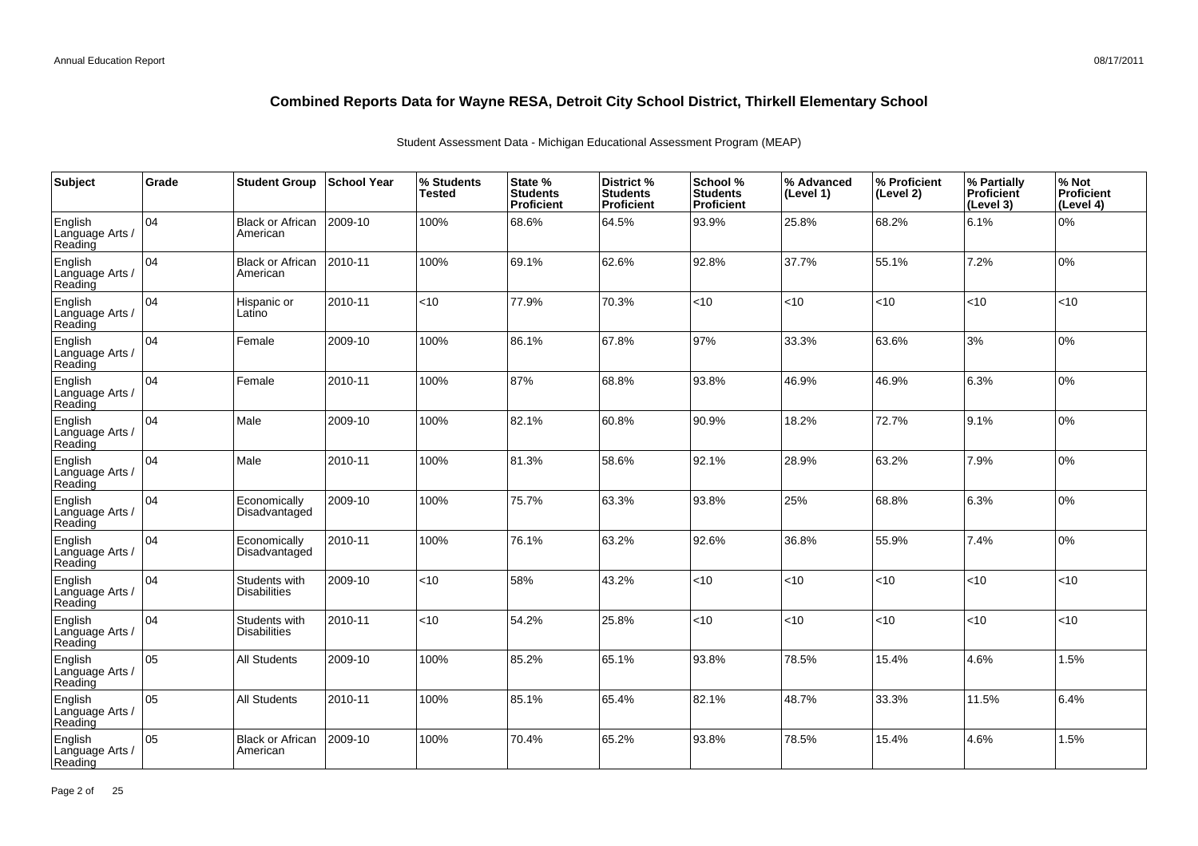# Combined Reports Data for Wayne RESA, Detroit City School District, Thirkell Elementary School

Student Assessment Data - Michigan Educational Assessment Program (MEAP)

| Subject | Grade | Student Group | School Year | % Students Tested | State % Students Proficient | District % Students Proficient | School % Students Proficient | % Advanced (Level 1) | % Proficient (Level 2) | % Partially Proficient (Level 3) | % Not Proficient (Level 4) |
|---|---|---|---|---|---|---|---|---|---|---|---|
| English Language Arts / Reading | 04 | Black or African American | 2009-10 | 100% | 68.6% | 64.5% | 93.9% | 25.8% | 68.2% | 6.1% | 0% |
| English Language Arts / Reading | 04 | Black or African American | 2010-11 | 100% | 69.1% | 62.6% | 92.8% | 37.7% | 55.1% | 7.2% | 0% |
| English Language Arts / Reading | 04 | Hispanic or Latino | 2010-11 | <10 | 77.9% | 70.3% | <10 | <10 | <10 | <10 | <10 |
| English Language Arts / Reading | 04 | Female | 2009-10 | 100% | 86.1% | 67.8% | 97% | 33.3% | 63.6% | 3% | 0% |
| English Language Arts / Reading | 04 | Female | 2010-11 | 100% | 87% | 68.8% | 93.8% | 46.9% | 46.9% | 6.3% | 0% |
| English Language Arts / Reading | 04 | Male | 2009-10 | 100% | 82.1% | 60.8% | 90.9% | 18.2% | 72.7% | 9.1% | 0% |
| English Language Arts / Reading | 04 | Male | 2010-11 | 100% | 81.3% | 58.6% | 92.1% | 28.9% | 63.2% | 7.9% | 0% |
| English Language Arts / Reading | 04 | Economically Disadvantaged | 2009-10 | 100% | 75.7% | 63.3% | 93.8% | 25% | 68.8% | 6.3% | 0% |
| English Language Arts / Reading | 04 | Economically Disadvantaged | 2010-11 | 100% | 76.1% | 63.2% | 92.6% | 36.8% | 55.9% | 7.4% | 0% |
| English Language Arts / Reading | 04 | Students with Disabilities | 2009-10 | <10 | 58% | 43.2% | <10 | <10 | <10 | <10 | <10 |
| English Language Arts / Reading | 04 | Students with Disabilities | 2010-11 | <10 | 54.2% | 25.8% | <10 | <10 | <10 | <10 | <10 |
| English Language Arts / Reading | 05 | All Students | 2009-10 | 100% | 85.2% | 65.1% | 93.8% | 78.5% | 15.4% | 4.6% | 1.5% |
| English Language Arts / Reading | 05 | All Students | 2010-11 | 100% | 85.1% | 65.4% | 82.1% | 48.7% | 33.3% | 11.5% | 6.4% |
| English Language Arts / Reading | 05 | Black or African American | 2009-10 | 100% | 70.4% | 65.2% | 93.8% | 78.5% | 15.4% | 4.6% | 1.5% |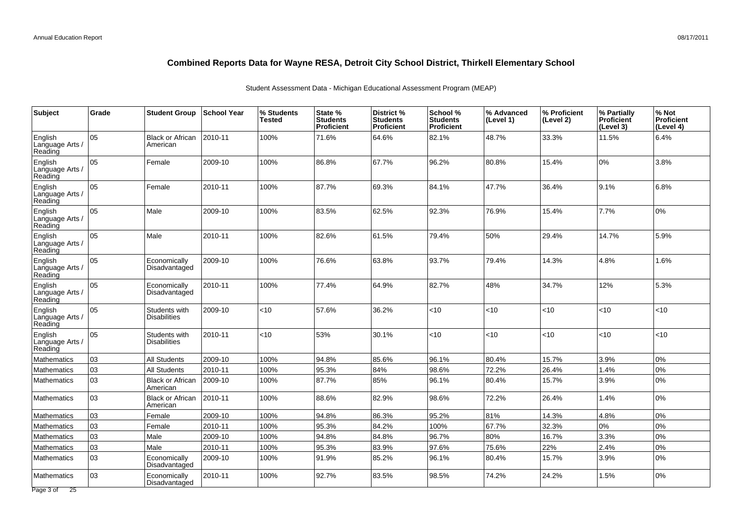# Combined Reports Data for Wayne RESA, Detroit City School District, Thirkell Elementary School

Student Assessment Data - Michigan Educational Assessment Program (MEAP)

| Subject | Grade | Student Group | School Year | % Students Tested | State % Students Proficient | District % Students Proficient | School % Students Proficient | % Advanced (Level 1) | % Proficient (Level 2) | % Partially Proficient (Level 3) | % Not Proficient (Level 4) |
|---|---|---|---|---|---|---|---|---|---|---|---|
| English Language Arts / Reading | 05 | Black or African American | 2010-11 | 100% | 71.6% | 64.6% | 82.1% | 48.7% | 33.3% | 11.5% | 6.4% |
| English Language Arts / Reading | 05 | Female | 2009-10 | 100% | 86.8% | 67.7% | 96.2% | 80.8% | 15.4% | 0% | 3.8% |
| English Language Arts / Reading | 05 | Female | 2010-11 | 100% | 87.7% | 69.3% | 84.1% | 47.7% | 36.4% | 9.1% | 6.8% |
| English Language Arts / Reading | 05 | Male | 2009-10 | 100% | 83.5% | 62.5% | 92.3% | 76.9% | 15.4% | 7.7% | 0% |
| English Language Arts / Reading | 05 | Male | 2010-11 | 100% | 82.6% | 61.5% | 79.4% | 50% | 29.4% | 14.7% | 5.9% |
| English Language Arts / Reading | 05 | Economically Disadvantaged | 2009-10 | 100% | 76.6% | 63.8% | 93.7% | 79.4% | 14.3% | 4.8% | 1.6% |
| English Language Arts / Reading | 05 | Economically Disadvantaged | 2010-11 | 100% | 77.4% | 64.9% | 82.7% | 48% | 34.7% | 12% | 5.3% |
| English Language Arts / Reading | 05 | Students with Disabilities | 2009-10 | <10 | 57.6% | 36.2% | <10 | <10 | <10 | <10 | <10 |
| English Language Arts / Reading | 05 | Students with Disabilities | 2010-11 | <10 | 53% | 30.1% | <10 | <10 | <10 | <10 | <10 |
| Mathematics | 03 | All Students | 2009-10 | 100% | 94.8% | 85.6% | 96.1% | 80.4% | 15.7% | 3.9% | 0% |
| Mathematics | 03 | All Students | 2010-11 | 100% | 95.3% | 84% | 98.6% | 72.2% | 26.4% | 1.4% | 0% |
| Mathematics | 03 | Black or African American | 2009-10 | 100% | 87.7% | 85% | 96.1% | 80.4% | 15.7% | 3.9% | 0% |
| Mathematics | 03 | Black or African American | 2010-11 | 100% | 88.6% | 82.9% | 98.6% | 72.2% | 26.4% | 1.4% | 0% |
| Mathematics | 03 | Female | 2009-10 | 100% | 94.8% | 86.3% | 95.2% | 81% | 14.3% | 4.8% | 0% |
| Mathematics | 03 | Female | 2010-11 | 100% | 95.3% | 84.2% | 100% | 67.7% | 32.3% | 0% | 0% |
| Mathematics | 03 | Male | 2009-10 | 100% | 94.8% | 84.8% | 96.7% | 80% | 16.7% | 3.3% | 0% |
| Mathematics | 03 | Male | 2010-11 | 100% | 95.3% | 83.9% | 97.6% | 75.6% | 22% | 2.4% | 0% |
| Mathematics | 03 | Economically Disadvantaged | 2009-10 | 100% | 91.9% | 85.2% | 96.1% | 80.4% | 15.7% | 3.9% | 0% |
| Mathematics | 03 | Economically Disadvantaged | 2010-11 | 100% | 92.7% | 83.5% | 98.5% | 74.2% | 24.2% | 1.5% | 0% |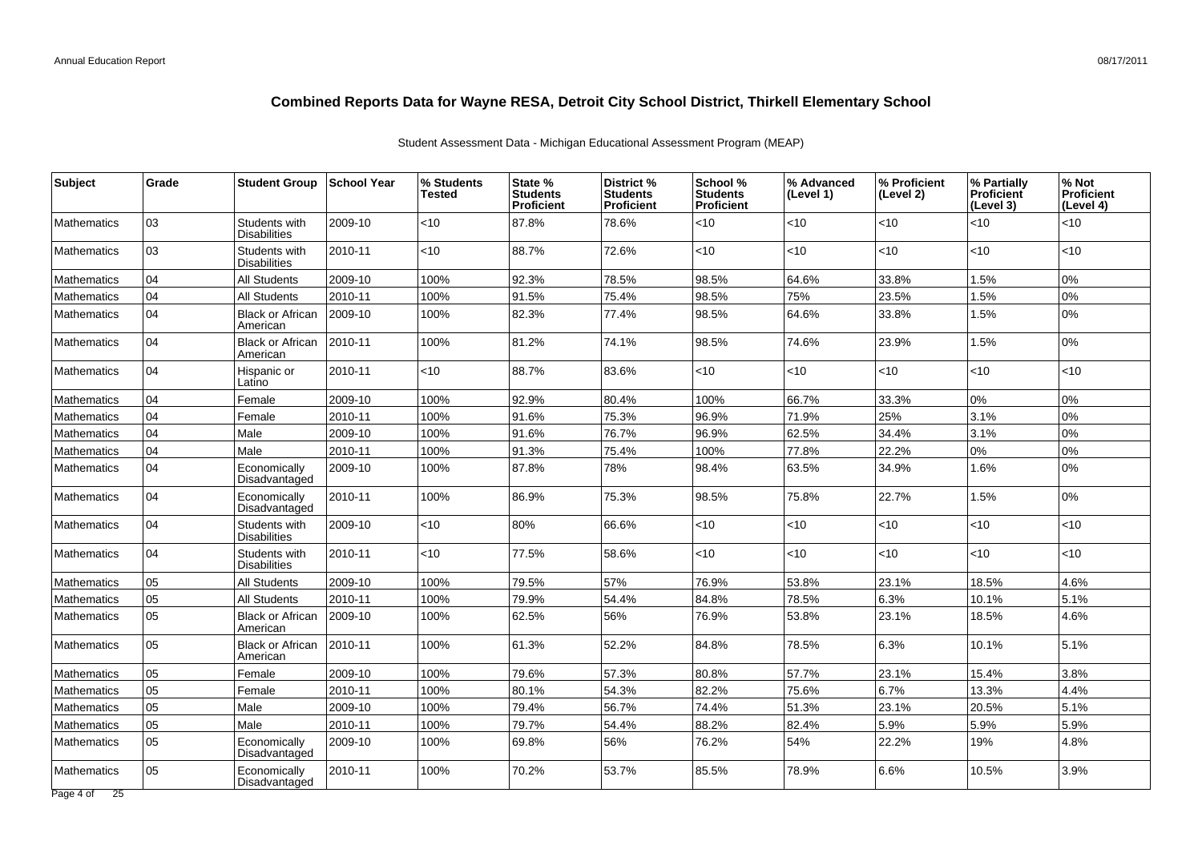# Combined Reports Data for Wayne RESA, Detroit City School District, Thirkell Elementary School

Student Assessment Data - Michigan Educational Assessment Program (MEAP)

| Subject | Grade | Student Group | School Year | % Students Tested | State % Students Proficient | District % Students Proficient | School % Students Proficient | % Advanced (Level 1) | % Proficient (Level 2) | % Partially Proficient (Level 3) | % Not Proficient (Level 4) |
|---|---|---|---|---|---|---|---|---|---|---|---|
| Mathematics | 03 | Students with Disabilities | 2009-10 | <10 | 87.8% | 78.6% | <10 | <10 | <10 | <10 | <10 |
| Mathematics | 03 | Students with Disabilities | 2010-11 | <10 | 88.7% | 72.6% | <10 | <10 | <10 | <10 | <10 |
| Mathematics | 04 | All Students | 2009-10 | 100% | 92.3% | 78.5% | 98.5% | 64.6% | 33.8% | 1.5% | 0% |
| Mathematics | 04 | All Students | 2010-11 | 100% | 91.5% | 75.4% | 98.5% | 75% | 23.5% | 1.5% | 0% |
| Mathematics | 04 | Black or African American | 2009-10 | 100% | 82.3% | 77.4% | 98.5% | 64.6% | 33.8% | 1.5% | 0% |
| Mathematics | 04 | Black or African American | 2010-11 | 100% | 81.2% | 74.1% | 98.5% | 74.6% | 23.9% | 1.5% | 0% |
| Mathematics | 04 | Hispanic or Latino | 2010-11 | <10 | 88.7% | 83.6% | <10 | <10 | <10 | <10 | <10 |
| Mathematics | 04 | Female | 2009-10 | 100% | 92.9% | 80.4% | 100% | 66.7% | 33.3% | 0% | 0% |
| Mathematics | 04 | Female | 2010-11 | 100% | 91.6% | 75.3% | 96.9% | 71.9% | 25% | 3.1% | 0% |
| Mathematics | 04 | Male | 2009-10 | 100% | 91.6% | 76.7% | 96.9% | 62.5% | 34.4% | 3.1% | 0% |
| Mathematics | 04 | Male | 2010-11 | 100% | 91.3% | 75.4% | 100% | 77.8% | 22.2% | 0% | 0% |
| Mathematics | 04 | Economically Disadvantaged | 2009-10 | 100% | 87.8% | 78% | 98.4% | 63.5% | 34.9% | 1.6% | 0% |
| Mathematics | 04 | Economically Disadvantaged | 2010-11 | 100% | 86.9% | 75.3% | 98.5% | 75.8% | 22.7% | 1.5% | 0% |
| Mathematics | 04 | Students with Disabilities | 2009-10 | <10 | 80% | 66.6% | <10 | <10 | <10 | <10 | <10 |
| Mathematics | 04 | Students with Disabilities | 2010-11 | <10 | 77.5% | 58.6% | <10 | <10 | <10 | <10 | <10 |
| Mathematics | 05 | All Students | 2009-10 | 100% | 79.5% | 57% | 76.9% | 53.8% | 23.1% | 18.5% | 4.6% |
| Mathematics | 05 | All Students | 2010-11 | 100% | 79.9% | 54.4% | 84.8% | 78.5% | 6.3% | 10.1% | 5.1% |
| Mathematics | 05 | Black or African American | 2009-10 | 100% | 62.5% | 56% | 76.9% | 53.8% | 23.1% | 18.5% | 4.6% |
| Mathematics | 05 | Black or African American | 2010-11 | 100% | 61.3% | 52.2% | 84.8% | 78.5% | 6.3% | 10.1% | 5.1% |
| Mathematics | 05 | Female | 2009-10 | 100% | 79.6% | 57.3% | 80.8% | 57.7% | 23.1% | 15.4% | 3.8% |
| Mathematics | 05 | Female | 2010-11 | 100% | 80.1% | 54.3% | 82.2% | 75.6% | 6.7% | 13.3% | 4.4% |
| Mathematics | 05 | Male | 2009-10 | 100% | 79.4% | 56.7% | 74.4% | 51.3% | 23.1% | 20.5% | 5.1% |
| Mathematics | 05 | Male | 2010-11 | 100% | 79.7% | 54.4% | 88.2% | 82.4% | 5.9% | 5.9% | 5.9% |
| Mathematics | 05 | Economically Disadvantaged | 2009-10 | 100% | 69.8% | 56% | 76.2% | 54% | 22.2% | 19% | 4.8% |
| Mathematics | 05 | Economically Disadvantaged | 2010-11 | 100% | 70.2% | 53.7% | 85.5% | 78.9% | 6.6% | 10.5% | 3.9% |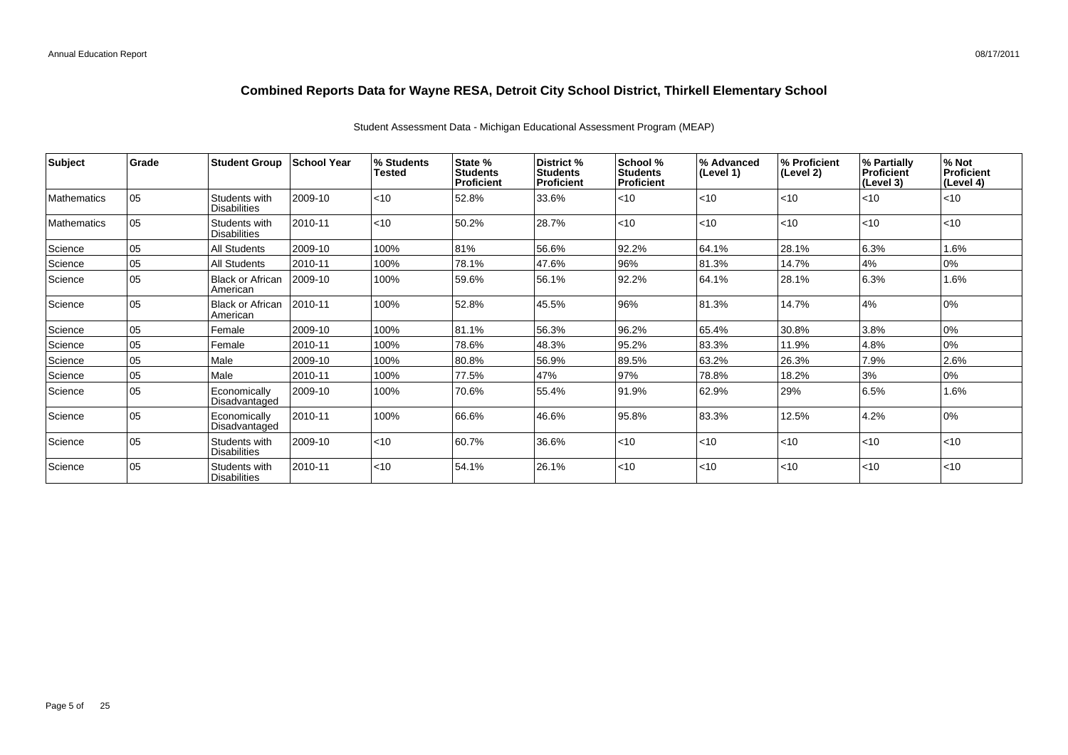# Combined Reports Data for Wayne RESA, Detroit City School District, Thirkell Elementary School

Student Assessment Data - Michigan Educational Assessment Program (MEAP)

| Subject | Grade | Student Group | School Year | % Students Tested | State % Students Proficient | District % Students Proficient | School % Students Proficient | % Advanced (Level 1) | % Proficient (Level 2) | % Partially Proficient (Level 3) | % Not Proficient (Level 4) |
|---|---|---|---|---|---|---|---|---|---|---|---|
| Mathematics | 05 | Students with Disabilities | 2009-10 | <10 | 52.8% | 33.6% | <10 | <10 | <10 | <10 | <10 |
| Mathematics | 05 | Students with Disabilities | 2010-11 | <10 | 50.2% | 28.7% | <10 | <10 | <10 | <10 | <10 |
| Science | 05 | All Students | 2009-10 | 100% | 81% | 56.6% | 92.2% | 64.1% | 28.1% | 6.3% | 1.6% |
| Science | 05 | All Students | 2010-11 | 100% | 78.1% | 47.6% | 96% | 81.3% | 14.7% | 4% | 0% |
| Science | 05 | Black or African American | 2009-10 | 100% | 59.6% | 56.1% | 92.2% | 64.1% | 28.1% | 6.3% | 1.6% |
| Science | 05 | Black or African American | 2010-11 | 100% | 52.8% | 45.5% | 96% | 81.3% | 14.7% | 4% | 0% |
| Science | 05 | Female | 2009-10 | 100% | 81.1% | 56.3% | 96.2% | 65.4% | 30.8% | 3.8% | 0% |
| Science | 05 | Female | 2010-11 | 100% | 78.6% | 48.3% | 95.2% | 83.3% | 11.9% | 4.8% | 0% |
| Science | 05 | Male | 2009-10 | 100% | 80.8% | 56.9% | 89.5% | 63.2% | 26.3% | 7.9% | 2.6% |
| Science | 05 | Male | 2010-11 | 100% | 77.5% | 47% | 97% | 78.8% | 18.2% | 3% | 0% |
| Science | 05 | Economically Disadvantaged | 2009-10 | 100% | 70.6% | 55.4% | 91.9% | 62.9% | 29% | 6.5% | 1.6% |
| Science | 05 | Economically Disadvantaged | 2010-11 | 100% | 66.6% | 46.6% | 95.8% | 83.3% | 12.5% | 4.2% | 0% |
| Science | 05 | Students with Disabilities | 2009-10 | <10 | 60.7% | 36.6% | <10 | <10 | <10 | <10 | <10 |
| Science | 05 | Students with Disabilities | 2010-11 | <10 | 54.1% | 26.1% | <10 | <10 | <10 | <10 | <10 |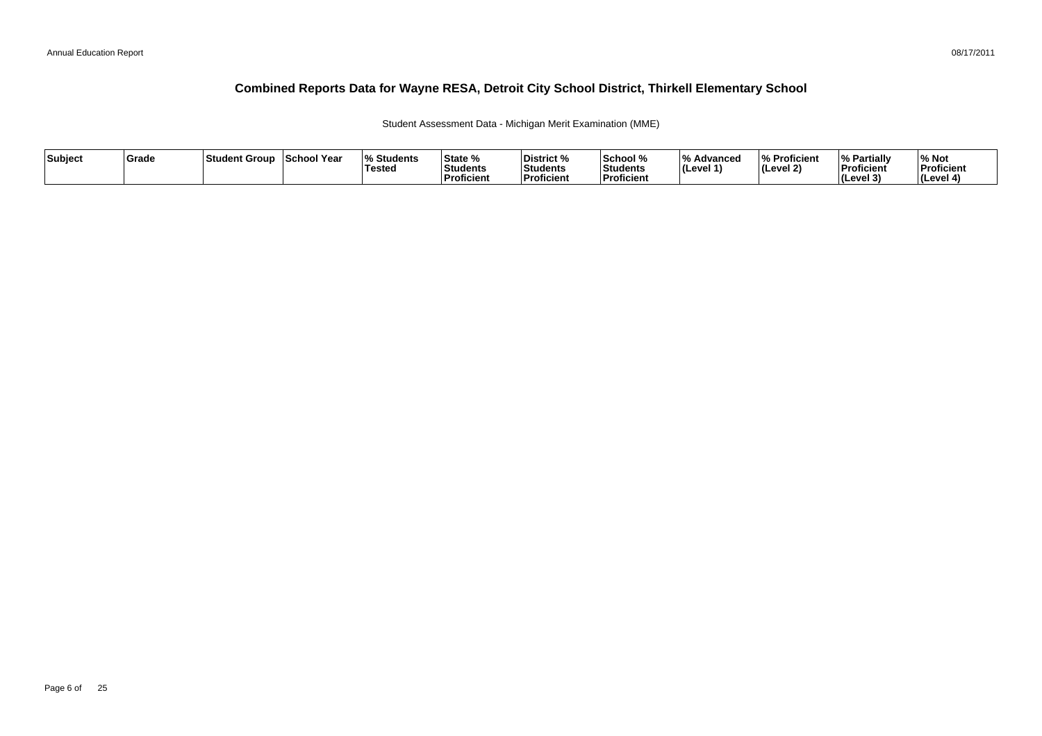# Combined Reports Data for Wayne RESA, Detroit City School District, Thirkell Elementary School

Student Assessment Data - Michigan Merit Examination (MME)

| Subject | Grade | Student Group | School Year | % Students Tested | State % Students Proficient | District % Students Proficient | School % Students Proficient | % Advanced (Level 1) | % Proficient (Level 2) | % Partially Proficient (Level 3) | % Not Proficient (Level 4) |
|---|---|---|---|---|---|---|---|---|---|---|---|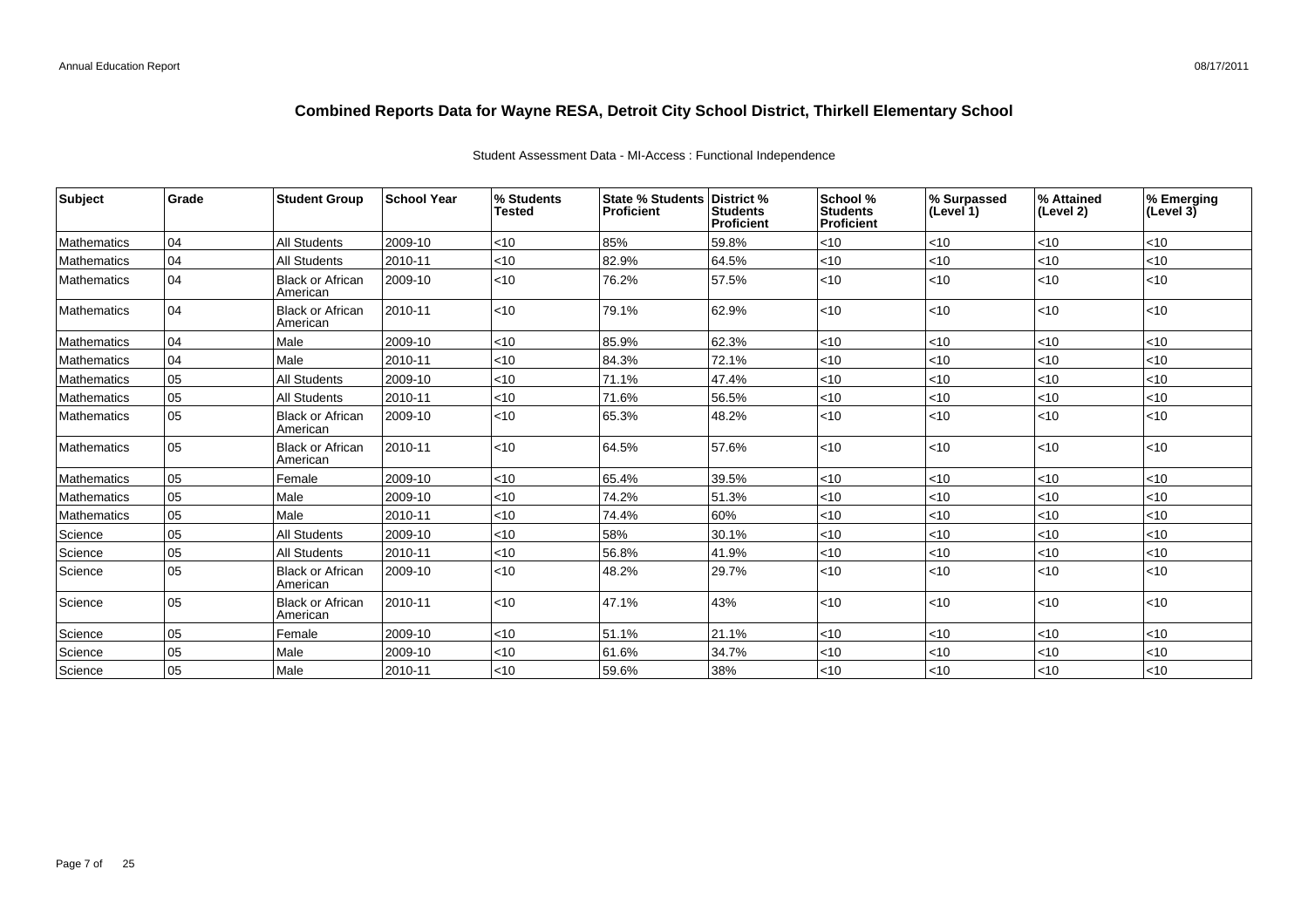# Combined Reports Data for Wayne RESA, Detroit City School District, Thirkell Elementary School

Student Assessment Data - MI-Access : Functional Independence

| Subject | Grade | Student Group | School Year | % Students Tested | State % Students Proficient | District % Students Proficient | School % Students Proficient | % Surpassed (Level 1) | % Attained (Level 2) | % Emerging (Level 3) |
|---|---|---|---|---|---|---|---|---|---|---|
| Mathematics | 04 | All Students | 2009-10 | <10 | 85% | 59.8% | <10 | <10 | <10 | <10 |
| Mathematics | 04 | All Students | 2010-11 | <10 | 82.9% | 64.5% | <10 | <10 | <10 | <10 |
| Mathematics | 04 | Black or African American | 2009-10 | <10 | 76.2% | 57.5% | <10 | <10 | <10 | <10 |
| Mathematics | 04 | Black or African American | 2010-11 | <10 | 79.1% | 62.9% | <10 | <10 | <10 | <10 |
| Mathematics | 04 | Male | 2009-10 | <10 | 85.9% | 62.3% | <10 | <10 | <10 | <10 |
| Mathematics | 04 | Male | 2010-11 | <10 | 84.3% | 72.1% | <10 | <10 | <10 | <10 |
| Mathematics | 05 | All Students | 2009-10 | <10 | 71.1% | 47.4% | <10 | <10 | <10 | <10 |
| Mathematics | 05 | All Students | 2010-11 | <10 | 71.6% | 56.5% | <10 | <10 | <10 | <10 |
| Mathematics | 05 | Black or African American | 2009-10 | <10 | 65.3% | 48.2% | <10 | <10 | <10 | <10 |
| Mathematics | 05 | Black or African American | 2010-11 | <10 | 64.5% | 57.6% | <10 | <10 | <10 | <10 |
| Mathematics | 05 | Female | 2009-10 | <10 | 65.4% | 39.5% | <10 | <10 | <10 | <10 |
| Mathematics | 05 | Male | 2009-10 | <10 | 74.2% | 51.3% | <10 | <10 | <10 | <10 |
| Mathematics | 05 | Male | 2010-11 | <10 | 74.4% | 60% | <10 | <10 | <10 | <10 |
| Science | 05 | All Students | 2009-10 | <10 | 58% | 30.1% | <10 | <10 | <10 | <10 |
| Science | 05 | All Students | 2010-11 | <10 | 56.8% | 41.9% | <10 | <10 | <10 | <10 |
| Science | 05 | Black or African American | 2009-10 | <10 | 48.2% | 29.7% | <10 | <10 | <10 | <10 |
| Science | 05 | Black or African American | 2010-11 | <10 | 47.1% | 43% | <10 | <10 | <10 | <10 |
| Science | 05 | Female | 2009-10 | <10 | 51.1% | 21.1% | <10 | <10 | <10 | <10 |
| Science | 05 | Male | 2009-10 | <10 | 61.6% | 34.7% | <10 | <10 | <10 | <10 |
| Science | 05 | Male | 2010-11 | <10 | 59.6% | 38% | <10 | <10 | <10 | <10 |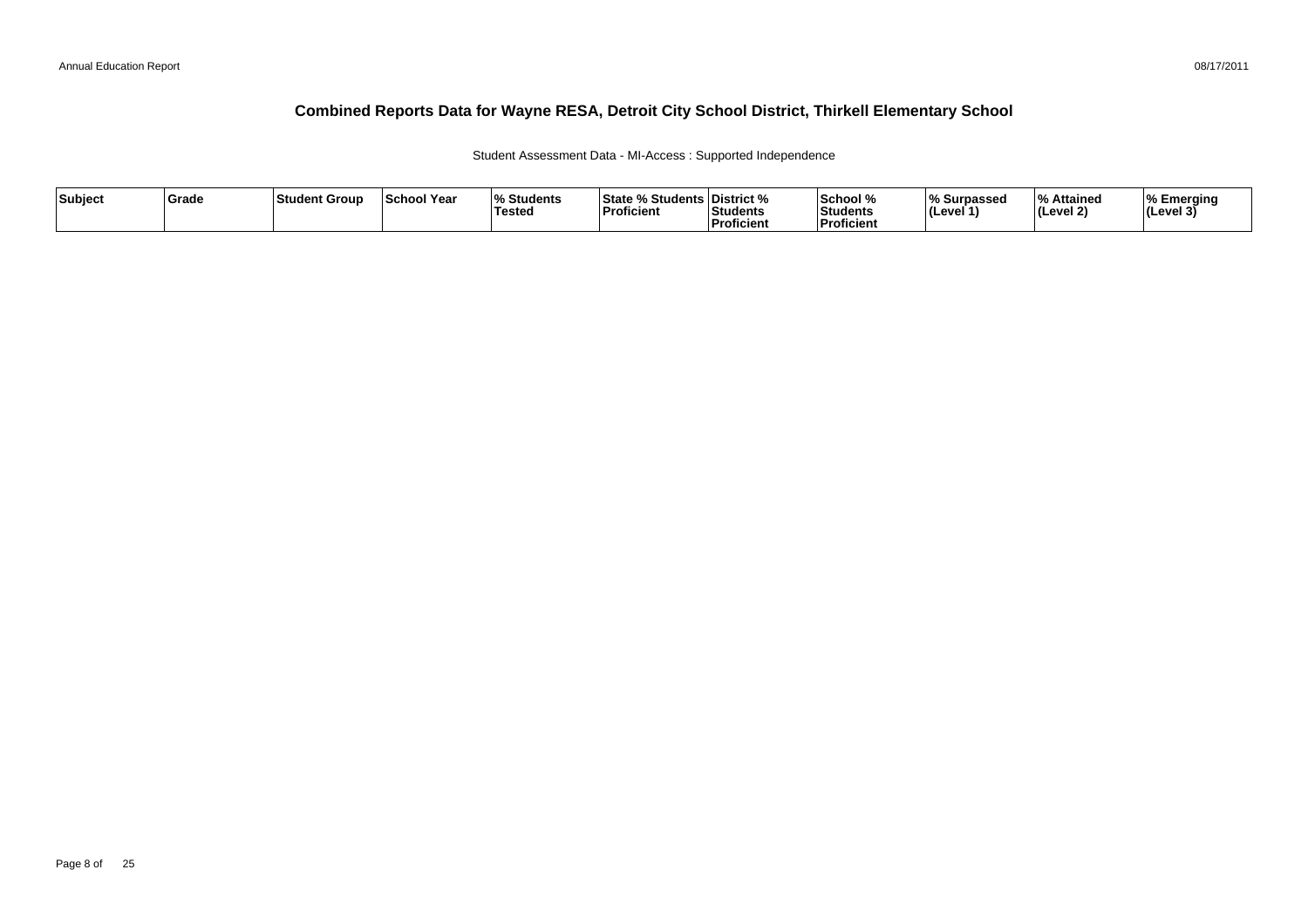# Combined Reports Data for Wayne RESA, Detroit City School District, Thirkell Elementary School

Student Assessment Data - MI-Access : Supported Independence

| Subject | Grade | Student Group | School Year | % Students Tested | State % Students Proficient | District % Students Proficient | School % Students Proficient | % Surpassed (Level 1) | % Attained (Level 2) | % Emerging (Level 3) |
|---|---|---|---|---|---|---|---|---|---|---|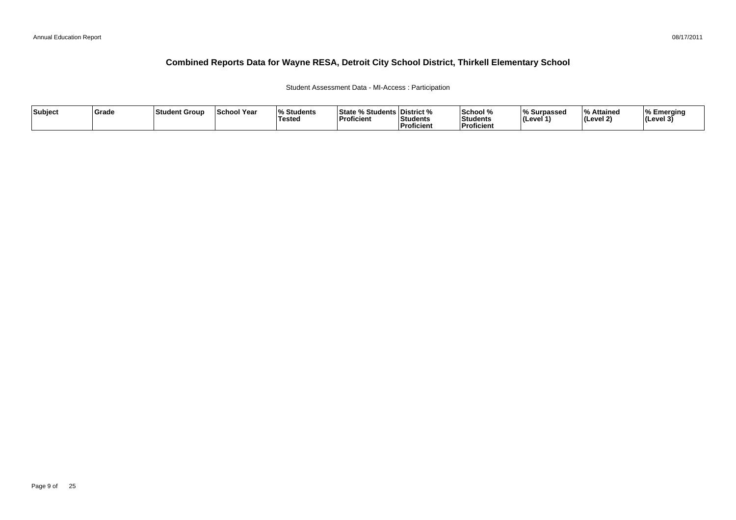# Combined Reports Data for Wayne RESA, Detroit City School District, Thirkell Elementary School

Student Assessment Data - MI-Access : Participation

| Subject | Grade | Student Group | School Year | % Students Tested | State % Students Proficient | District % Students Proficient | School % Students Proficient | % Surpassed (Level 1) | % Attained (Level 2) | % Emerging (Level 3) |
|---|---|---|---|---|---|---|---|---|---|---|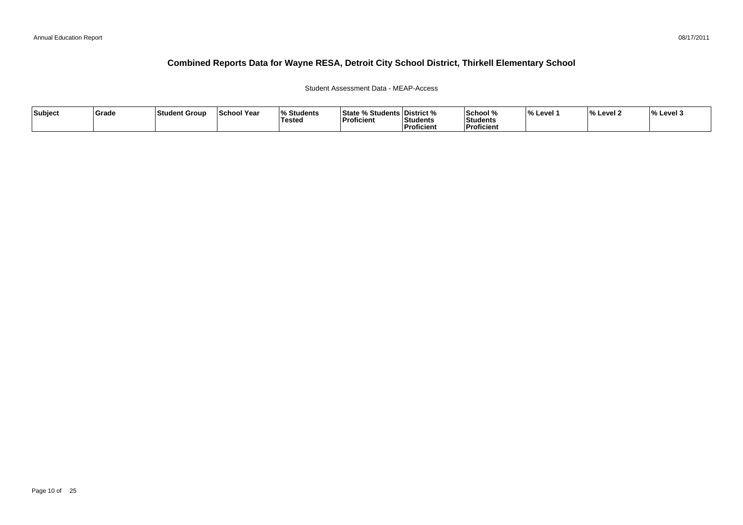# Combined Reports Data for Wayne RESA, Detroit City School District, Thirkell Elementary School

Student Assessment Data - MEAP-Access

| Subject | Grade | Student Group | School Year | % Students Tested | State % Students Proficient | District % Students Proficient | School % Students Proficient | % Level 1 | % Level 2 | % Level 3 |
|---|---|---|---|---|---|---|---|---|---|---|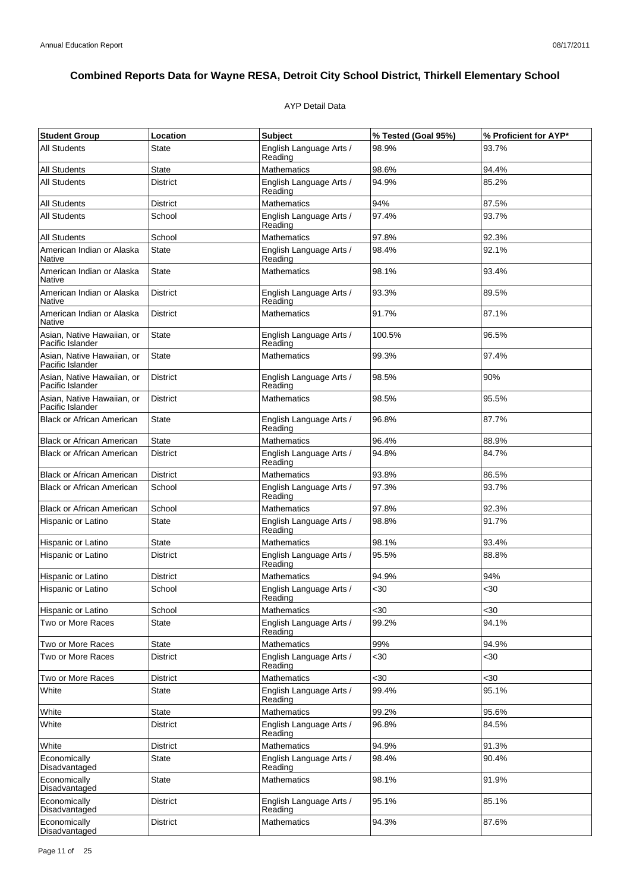# Combined Reports Data for Wayne RESA, Detroit City School District, Thirkell Elementary School

AYP Detail Data

| Student Group | Location | Subject | % Tested (Goal 95%) | % Proficient for AYP* |
|---|---|---|---|---|
| All Students | State | English Language Arts / Reading | 98.9% | 93.7% |
| All Students | State | Mathematics | 98.6% | 94.4% |
| All Students | District | English Language Arts / Reading | 94.9% | 85.2% |
| All Students | District | Mathematics | 94% | 87.5% |
| All Students | School | English Language Arts / Reading | 97.4% | 93.7% |
| All Students | School | Mathematics | 97.8% | 92.3% |
| American Indian or Alaska Native | State | English Language Arts / Reading | 98.4% | 92.1% |
| American Indian or Alaska Native | State | Mathematics | 98.1% | 93.4% |
| American Indian or Alaska Native | District | English Language Arts / Reading | 93.3% | 89.5% |
| American Indian or Alaska Native | District | Mathematics | 91.7% | 87.1% |
| Asian, Native Hawaiian, or Pacific Islander | State | English Language Arts / Reading | 100.5% | 96.5% |
| Asian, Native Hawaiian, or Pacific Islander | State | Mathematics | 99.3% | 97.4% |
| Asian, Native Hawaiian, or Pacific Islander | District | English Language Arts / Reading | 98.5% | 90% |
| Asian, Native Hawaiian, or Pacific Islander | District | Mathematics | 98.5% | 95.5% |
| Black or African American | State | English Language Arts / Reading | 96.8% | 87.7% |
| Black or African American | State | Mathematics | 96.4% | 88.9% |
| Black or African American | District | English Language Arts / Reading | 94.8% | 84.7% |
| Black or African American | District | Mathematics | 93.8% | 86.5% |
| Black or African American | School | English Language Arts / Reading | 97.3% | 93.7% |
| Black or African American | School | Mathematics | 97.8% | 92.3% |
| Hispanic or Latino | State | English Language Arts / Reading | 98.8% | 91.7% |
| Hispanic or Latino | State | Mathematics | 98.1% | 93.4% |
| Hispanic or Latino | District | English Language Arts / Reading | 95.5% | 88.8% |
| Hispanic or Latino | District | Mathematics | 94.9% | 94% |
| Hispanic or Latino | School | English Language Arts / Reading | <30 | <30 |
| Hispanic or Latino | School | Mathematics | <30 | <30 |
| Two or More Races | State | English Language Arts / Reading | 99.2% | 94.1% |
| Two or More Races | State | Mathematics | 99% | 94.9% |
| Two or More Races | District | English Language Arts / Reading | <30 | <30 |
| Two or More Races | District | Mathematics | <30 | <30 |
| White | State | English Language Arts / Reading | 99.4% | 95.1% |
| White | State | Mathematics | 99.2% | 95.6% |
| White | District | English Language Arts / Reading | 96.8% | 84.5% |
| White | District | Mathematics | 94.9% | 91.3% |
| Economically Disadvantaged | State | English Language Arts / Reading | 98.4% | 90.4% |
| Economically Disadvantaged | State | Mathematics | 98.1% | 91.9% |
| Economically Disadvantaged | District | English Language Arts / Reading | 95.1% | 85.1% |
| Economically Disadvantaged | District | Mathematics | 94.3% | 87.6% |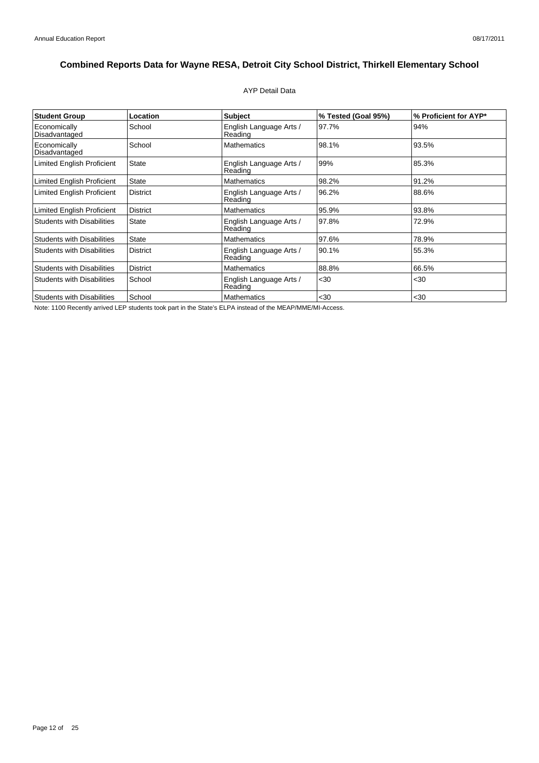# Combined Reports Data for Wayne RESA, Detroit City School District, Thirkell Elementary School

AYP Detail Data

| Student Group | Location | Subject | % Tested (Goal 95%) | % Proficient for AYP* |
|---|---|---|---|---|
| Economically Disadvantaged | School | English Language Arts / Reading | 97.7% | 94% |
| Economically Disadvantaged | School | Mathematics | 98.1% | 93.5% |
| Limited English Proficient | State | English Language Arts / Reading | 99% | 85.3% |
| Limited English Proficient | State | Mathematics | 98.2% | 91.2% |
| Limited English Proficient | District | English Language Arts / Reading | 96.2% | 88.6% |
| Limited English Proficient | District | Mathematics | 95.9% | 93.8% |
| Students with Disabilities | State | English Language Arts / Reading | 97.8% | 72.9% |
| Students with Disabilities | State | Mathematics | 97.6% | 78.9% |
| Students with Disabilities | District | English Language Arts / Reading | 90.1% | 55.3% |
| Students with Disabilities | District | Mathematics | 88.8% | 66.5% |
| Students with Disabilities | School | English Language Arts / Reading | <30 | <30 |
| Students with Disabilities | School | Mathematics | <30 | <30 |

Note: 1100 Recently arrived LEP students took part in the State's ELPA instead of the MEAP/MME/MI-Access.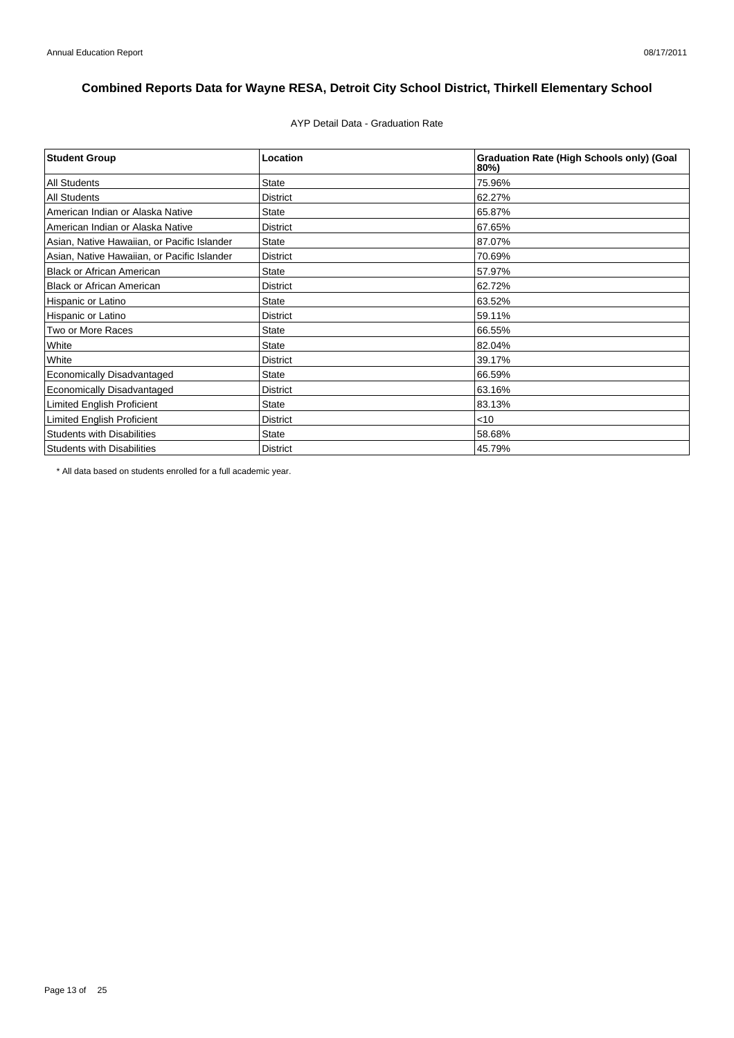# Combined Reports Data for Wayne RESA, Detroit City School District, Thirkell Elementary School

AYP Detail Data - Graduation Rate

| Student Group | Location | Graduation Rate (High Schools only) (Goal 80%) |
|---|---|---|
| All Students | State | 75.96% |
| All Students | District | 62.27% |
| American Indian or Alaska Native | State | 65.87% |
| American Indian or Alaska Native | District | 67.65% |
| Asian, Native Hawaiian, or Pacific Islander | State | 87.07% |
| Asian, Native Hawaiian, or Pacific Islander | District | 70.69% |
| Black or African American | State | 57.97% |
| Black or African American | District | 62.72% |
| Hispanic or Latino | State | 63.52% |
| Hispanic or Latino | District | 59.11% |
| Two or More Races | State | 66.55% |
| White | State | 82.04% |
| White | District | 39.17% |
| Economically Disadvantaged | State | 66.59% |
| Economically Disadvantaged | District | 63.16% |
| Limited English Proficient | State | 83.13% |
| Limited English Proficient | District | <10 |
| Students with Disabilities | State | 58.68% |
| Students with Disabilities | District | 45.79% |

* All data based on students enrolled for a full academic year.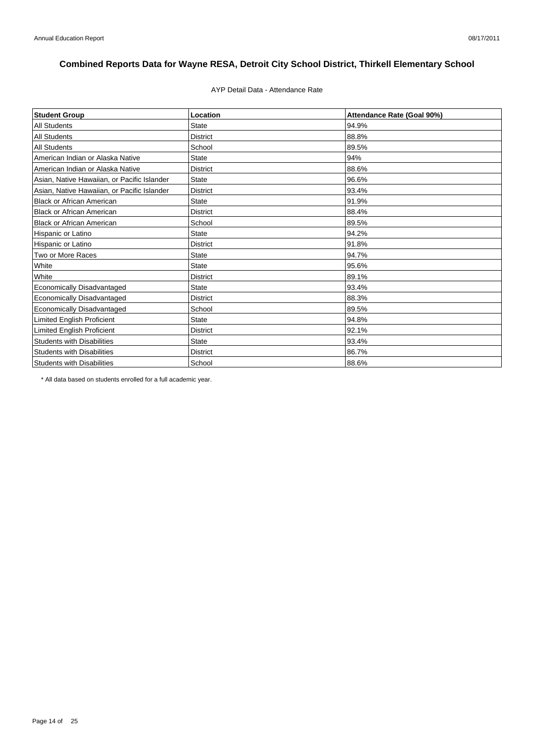# Combined Reports Data for Wayne RESA, Detroit City School District, Thirkell Elementary School

AYP Detail Data - Attendance Rate

| Student Group | Location | Attendance Rate (Goal 90%) |
|---|---|---|
| All Students | State | 94.9% |
| All Students | District | 88.8% |
| All Students | School | 89.5% |
| American Indian or Alaska Native | State | 94% |
| American Indian or Alaska Native | District | 88.6% |
| Asian, Native Hawaiian, or Pacific Islander | State | 96.6% |
| Asian, Native Hawaiian, or Pacific Islander | District | 93.4% |
| Black or African American | State | 91.9% |
| Black or African American | District | 88.4% |
| Black or African American | School | 89.5% |
| Hispanic or Latino | State | 94.2% |
| Hispanic or Latino | District | 91.8% |
| Two or More Races | State | 94.7% |
| White | State | 95.6% |
| White | District | 89.1% |
| Economically Disadvantaged | State | 93.4% |
| Economically Disadvantaged | District | 88.3% |
| Economically Disadvantaged | School | 89.5% |
| Limited English Proficient | State | 94.8% |
| Limited English Proficient | District | 92.1% |
| Students with Disabilities | State | 93.4% |
| Students with Disabilities | District | 86.7% |
| Students with Disabilities | School | 88.6% |

* All data based on students enrolled for a full academic year.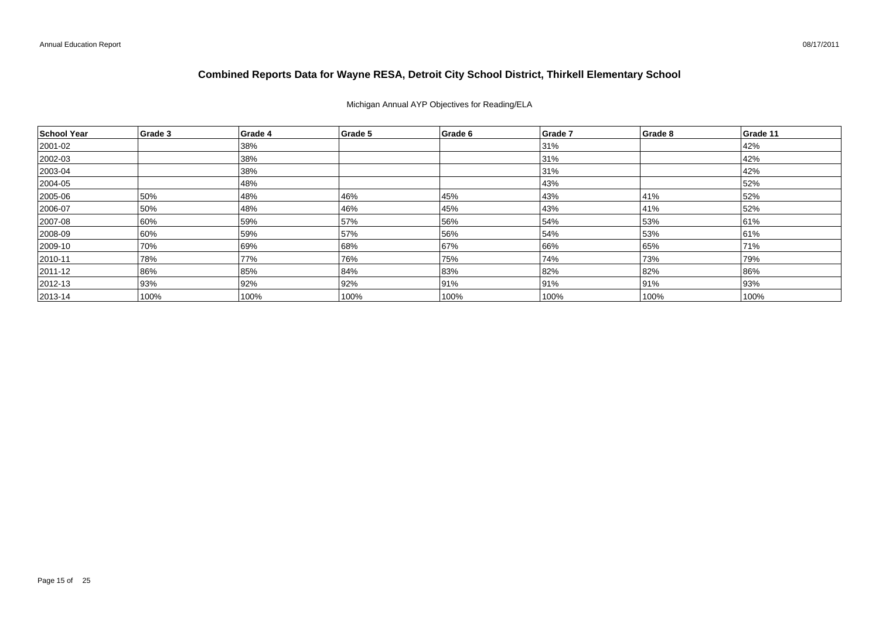# Combined Reports Data for Wayne RESA, Detroit City School District, Thirkell Elementary School

Michigan Annual AYP Objectives for Reading/ELA

| School Year | Grade 3 | Grade 4 | Grade 5 | Grade 6 | Grade 7 | Grade 8 | Grade 11 |
|---|---|---|---|---|---|---|---|
| 2001-02 | | 38% | | | 31% | | 42% |
| 2002-03 | | 38% | | | 31% | | 42% |
| 2003-04 | | 38% | | | 31% | | 42% |
| 2004-05 | | 48% | | | 43% | | 52% |
| 2005-06 | 50% | 48% | 46% | 45% | 43% | 41% | 52% |
| 2006-07 | 50% | 48% | 46% | 45% | 43% | 41% | 52% |
| 2007-08 | 60% | 59% | 57% | 56% | 54% | 53% | 61% |
| 2008-09 | 60% | 59% | 57% | 56% | 54% | 53% | 61% |
| 2009-10 | 70% | 69% | 68% | 67% | 66% | 65% | 71% |
| 2010-11 | 78% | 77% | 76% | 75% | 74% | 73% | 79% |
| 2011-12 | 86% | 85% | 84% | 83% | 82% | 82% | 86% |
| 2012-13 | 93% | 92% | 92% | 91% | 91% | 91% | 93% |
| 2013-14 | 100% | 100% | 100% | 100% | 100% | 100% | 100% |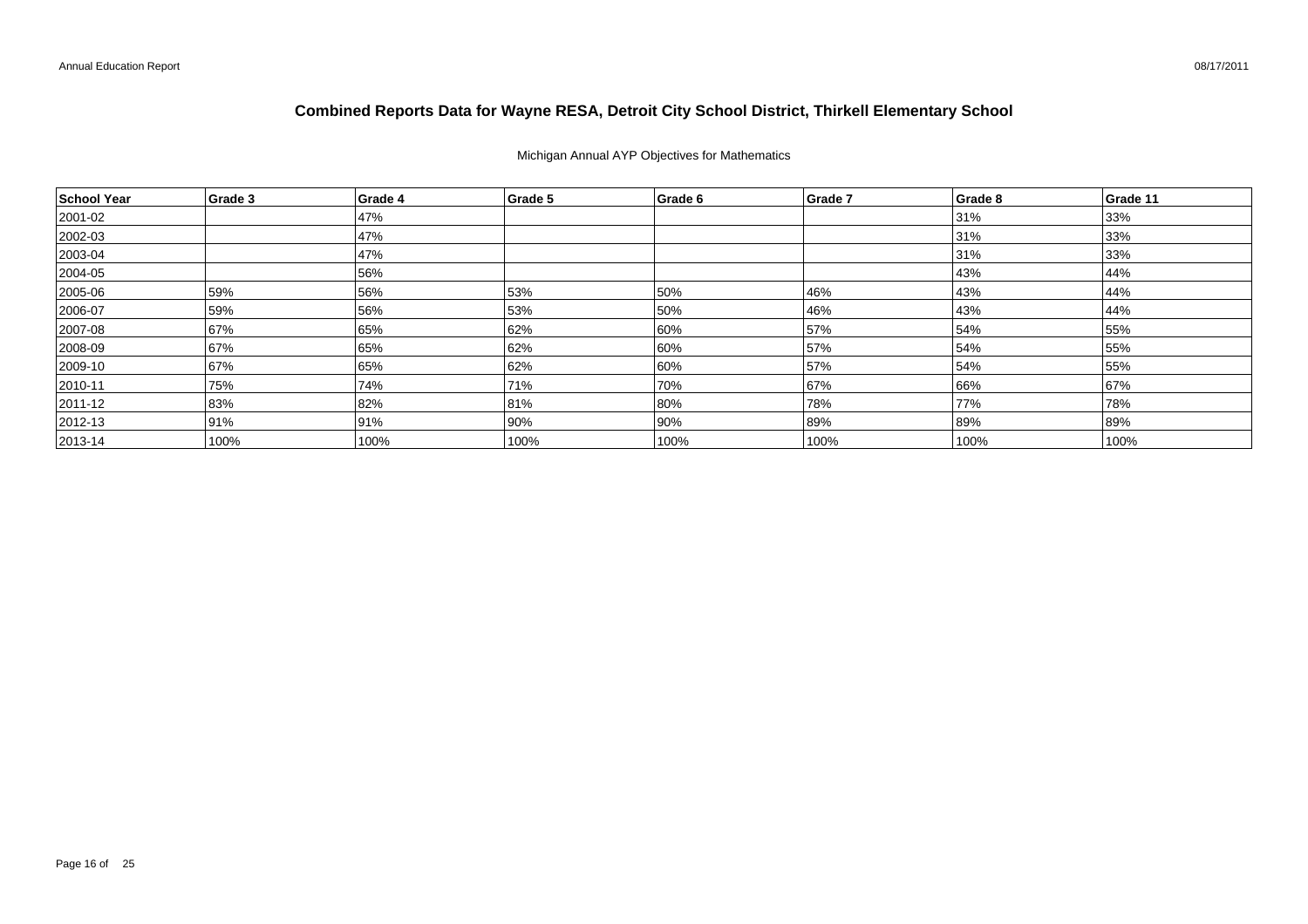# Combined Reports Data for Wayne RESA, Detroit City School District, Thirkell Elementary School

Michigan Annual AYP Objectives for Mathematics

| School Year | Grade 3 | Grade 4 | Grade 5 | Grade 6 | Grade 7 | Grade 8 | Grade 11 |
|---|---|---|---|---|---|---|---|
| 2001-02 | | 47% | | | | 31% | 33% |
| 2002-03 | | 47% | | | | 31% | 33% |
| 2003-04 | | 47% | | | | 31% | 33% |
| 2004-05 | | 56% | | | | 43% | 44% |
| 2005-06 | 59% | 56% | 53% | 50% | 46% | 43% | 44% |
| 2006-07 | 59% | 56% | 53% | 50% | 46% | 43% | 44% |
| 2007-08 | 67% | 65% | 62% | 60% | 57% | 54% | 55% |
| 2008-09 | 67% | 65% | 62% | 60% | 57% | 54% | 55% |
| 2009-10 | 67% | 65% | 62% | 60% | 57% | 54% | 55% |
| 2010-11 | 75% | 74% | 71% | 70% | 67% | 66% | 67% |
| 2011-12 | 83% | 82% | 81% | 80% | 78% | 77% | 78% |
| 2012-13 | 91% | 91% | 90% | 90% | 89% | 89% | 89% |
| 2013-14 | 100% | 100% | 100% | 100% | 100% | 100% | 100% |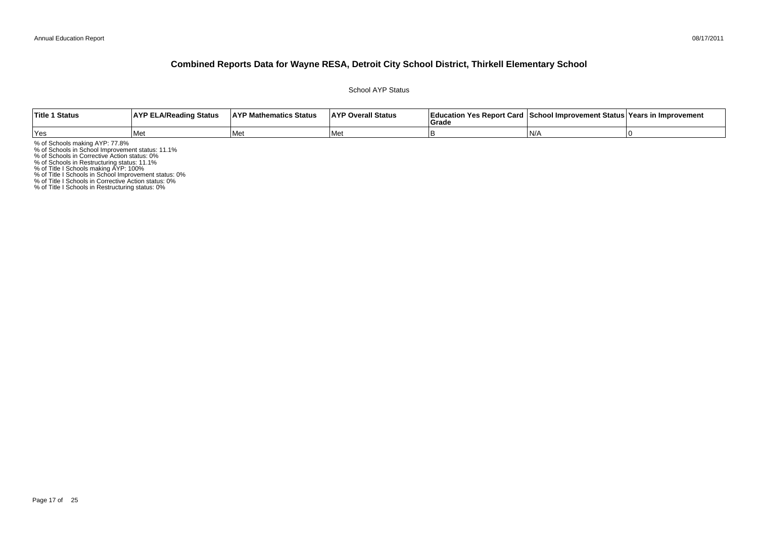# Combined Reports Data for Wayne RESA, Detroit City School District, Thirkell Elementary School

School AYP Status

| Title 1 Status | AYP ELA/Reading Status | AYP Mathematics Status | AYP Overall Status | Education Yes Report Card Grade | School Improvement Status | Years in Improvement |
|---|---|---|---|---|---|---|
| Yes | Met | Met | Met | B | N/A | 0 |

% of Schools making AYP: 77.8%
% of Schools in School Improvement status: 11.1%
% of Schools in Corrective Action status: 0%
% of Schools in Restructuring status: 11.1%
% of Title I Schools making AYP: 100%
% of Title I Schools in School Improvement status: 0%
% of Title I Schools in Corrective Action status: 0%
% of Title I Schools in Restructuring status: 0%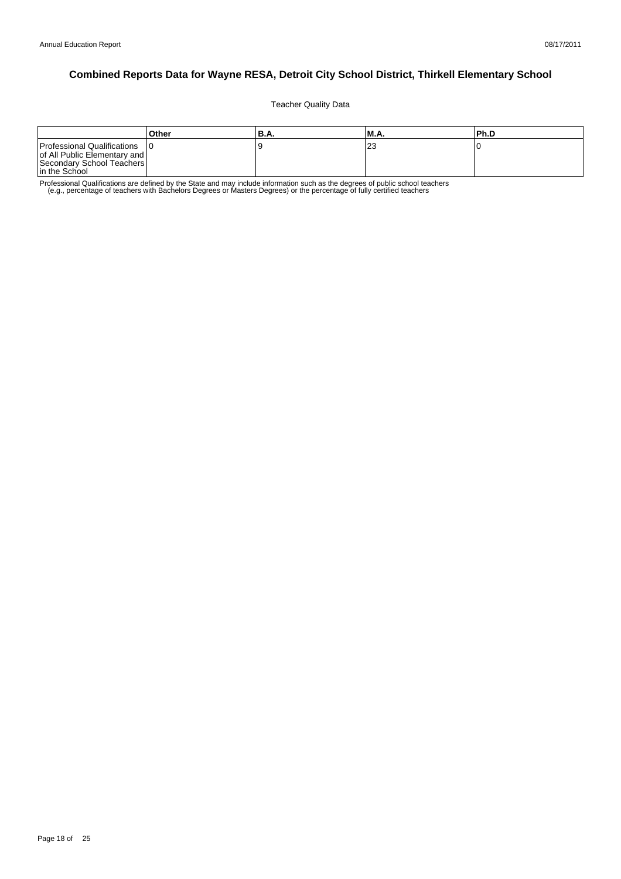# Combined Reports Data for Wayne RESA, Detroit City School District, Thirkell Elementary School

Teacher Quality Data

| | Other | B.A. | M.A. | Ph.D |
|---|---|---|---|---|
| Professional Qualifications of All Public Elementary and Secondary School Teachers in the School | 0 | 9 | 23 | 0 |

Professional Qualifications are defined by the State and may include information such as the degrees of public school teachers (e.g., percentage of teachers with Bachelors Degrees or Masters Degrees) or the percentage of fully certified teachers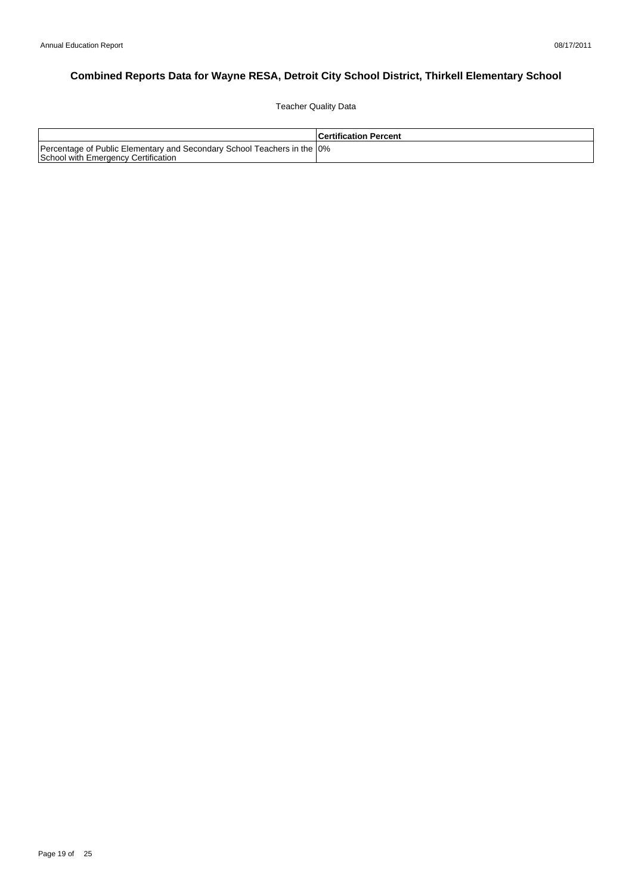# Combined Reports Data for Wayne RESA, Detroit City School District, Thirkell Elementary School

Teacher Quality Data

| | Certification Percent |
|---|---|
| Percentage of Public Elementary and Secondary School Teachers in the School with Emergency Certification | 0% |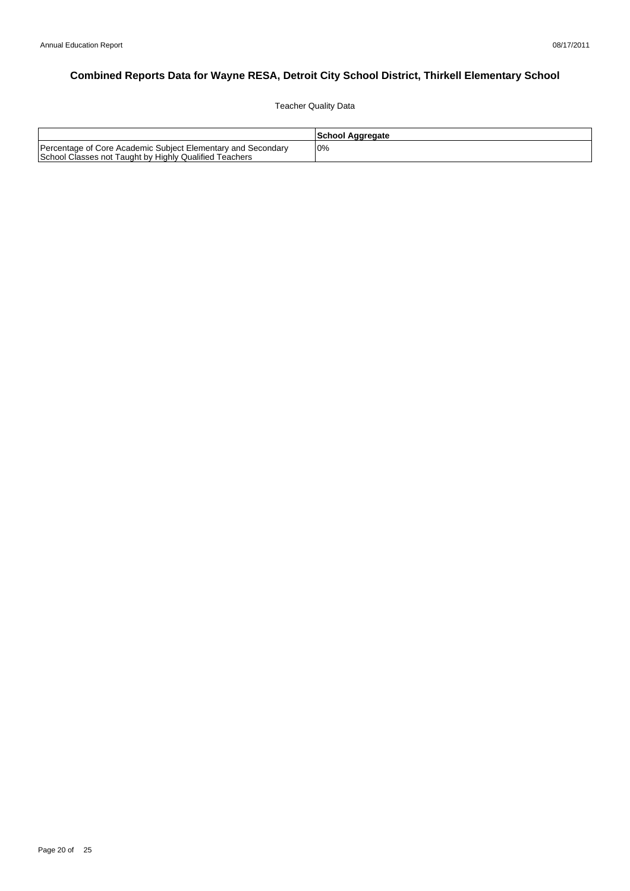# Combined Reports Data for Wayne RESA, Detroit City School District, Thirkell Elementary School

Teacher Quality Data

| | School Aggregate |
|---|---|
| Percentage of Core Academic Subject Elementary and Secondary School Classes not Taught by Highly Qualified Teachers | 0% |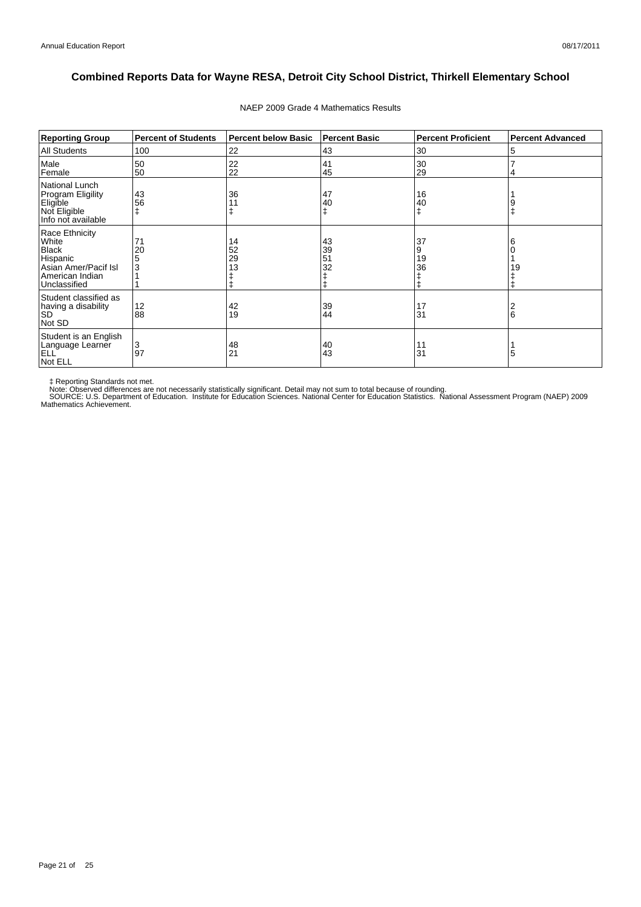# Combined Reports Data for Wayne RESA, Detroit City School District, Thirkell Elementary School

NAEP 2009 Grade 4 Mathematics Results

| Reporting Group | Percent of Students | Percent below Basic | Percent Basic | Percent Proficient | Percent Advanced |
|---|---|---|---|---|---|
| All Students | 100 | 22 | 43 | 30 | 5 |
| Male | 50 | 22 | 41 | 30 | 7 |
| Female | 50 | 22 | 45 | 29 | 4 |
| National Lunch Program Eligility | | | | | |
| Eligible | 43 | 36 | 47 | 16 | 1 |
| Not Eligible | 56 | 11 | 40 | 40 | 9 |
| Info not available | ‡ | ‡ | ‡ | ‡ | ‡ |
| Race Ethnicity | | | | | |
| White | 71 | 14 | 43 | 37 | 6 |
| Black | 20 | 52 | 39 | 9 | 0 |
| Hispanic | 5 | 29 | 51 | 19 | 1 |
| Asian Amer/Pacif Isl | 3 | 13 | 32 | 36 | 19 |
| American Indian | 1 | ‡ | ‡ | ‡ | ‡ |
| Unclassified | 1 | ‡ | ‡ | ‡ | ‡ |
| Student classified as having a disability | | | | | |
| SD | 12 | 42 | 39 | 17 | 2 |
| Not SD | 88 | 19 | 44 | 31 | 6 |
| Student is an English Language Learner | | | | | |
| ELL | 3 | 48 | 40 | 11 | 1 |
| Not ELL | 97 | 21 | 43 | 31 | 5 |

‡ Reporting Standards not met.
Note: Observed differences are not necessarily statistically significant. Detail may not sum to total because of rounding.
SOURCE: U.S. Department of Education. Institute for Education Sciences. National Center for Education Statistics. National Assessment Program (NAEP) 2009 Mathematics Achievement.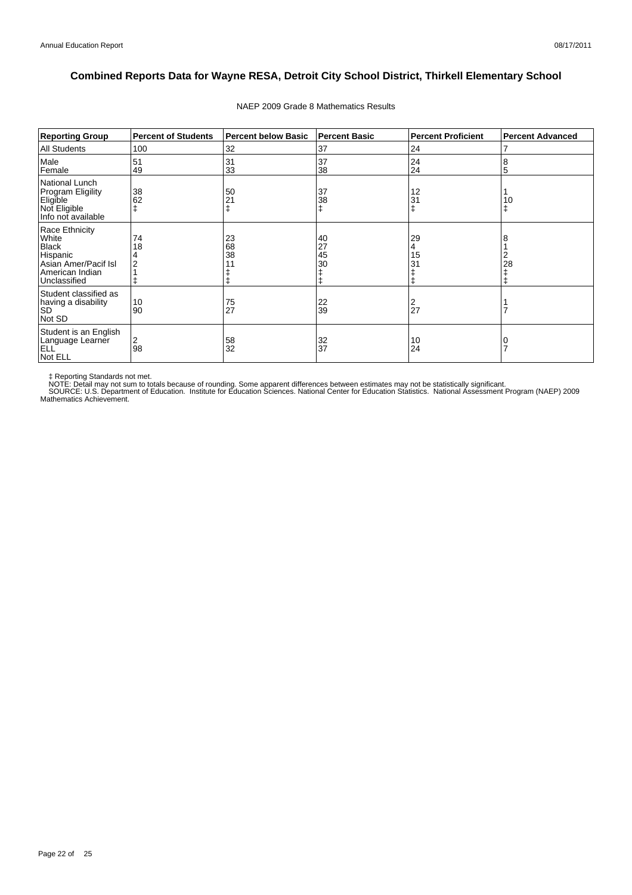# Combined Reports Data for Wayne RESA, Detroit City School District, Thirkell Elementary School

NAEP 2009 Grade 8 Mathematics Results

| Reporting Group | Percent of Students | Percent below Basic | Percent Basic | Percent Proficient | Percent Advanced |
|---|---|---|---|---|---|
| All Students | 100 | 32 | 37 | 24 | 7 |
| Male | 51 | 31 | 37 | 24 | 8 |
| Female | 49 | 33 | 38 | 24 | 5 |
| National Lunch Program Eligility | | | | | |
| Eligible | 38 | 50 | 37 | 12 | 1 |
| Not Eligible | 62 | 21 | 38 | 31 | 10 |
| Info not available | ‡ | ‡ | ‡ | ‡ | ‡ |
| Race Ethnicity | | | | | |
| White | 74 | 23 | 40 | 29 | 8 |
| Black | 18 | 68 | 27 | 4 | 1 |
| Hispanic | 4 | 38 | 45 | 15 | 2 |
| Asian Amer/Pacif Isl | 2 | 11 | 30 | 31 | 28 |
| American Indian | 1 | ‡ | ‡ | ‡ | ‡ |
| Unclassified | ‡ | ‡ | ‡ | ‡ | ‡ |
| Student classified as having a disability | | | | | |
| SD | 10 | 75 | 22 | 2 | 1 |
| Not SD | 90 | 27 | 39 | 27 | 7 |
| Student is an English Language Learner | | | | | |
| ELL | 2 | 58 | 32 | 10 | 0 |
| Not ELL | 98 | 32 | 37 | 24 | 7 |

‡ Reporting Standards not met.
NOTE: Detail may not sum to totals because of rounding. Some apparent differences between estimates may not be statistically significant.
SOURCE: U.S. Department of Education. Institute for Education Sciences. National Center for Education Statistics. National Assessment Program (NAEP) 2009 Mathematics Achievement.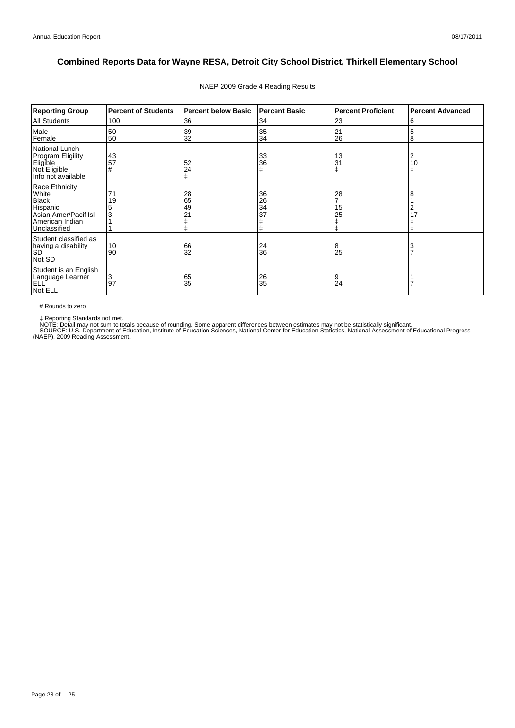# Combined Reports Data for Wayne RESA, Detroit City School District, Thirkell Elementary School

NAEP 2009 Grade 4 Reading Results

| Reporting Group | Percent of Students | Percent below Basic | Percent Basic | Percent Proficient | Percent Advanced |
|---|---|---|---|---|---|
| All Students | 100 | 36 | 34 | 23 | 6 |
| Male | 50 | 39 | 35 | 21 | 5 |
| Female | 50 | 32 | 34 | 26 | 8 |
| National Lunch Program Eligility | | | | | |
| Eligible | 43 | 52 | 33 | 13 | 2 |
| Not Eligible | 57 | 24 | 36 | 31 | 10 |
| Info not available | # | ‡ | ‡ | ‡ | ‡ |
| Race Ethnicity | | | | | |
| White | 71 | 28 | 36 | 28 | 8 |
| Black | 19 | 65 | 26 | 7 | 1 |
| Hispanic | 5 | 49 | 34 | 15 | 2 |
| Asian Amer/Pacif Isl | 3 | 21 | 37 | 25 | 17 |
| American Indian | 1 | ‡ | ‡ | ‡ | ‡ |
| Unclassified | 1 | ‡ | ‡ | ‡ | ‡ |
| Student classified as having a disability | | | | | |
| SD | 10 | 66 | 24 | 8 | 3 |
| Not SD | 90 | 32 | 36 | 25 | 7 |
| Student is an English Language Learner | | | | | |
| ELL | 3 | 65 | 26 | 9 | 1 |
| Not ELL | 97 | 35 | 35 | 24 | 7 |

# Rounds to zero

‡ Reporting Standards not met.
NOTE: Detail may not sum to totals because of rounding. Some apparent differences between estimates may not be statistically significant.
SOURCE: U.S. Department of Education, Institute of Education Sciences, National Center for Education Statistics, National Assessment of Educational Progress (NAEP), 2009 Reading Assessment.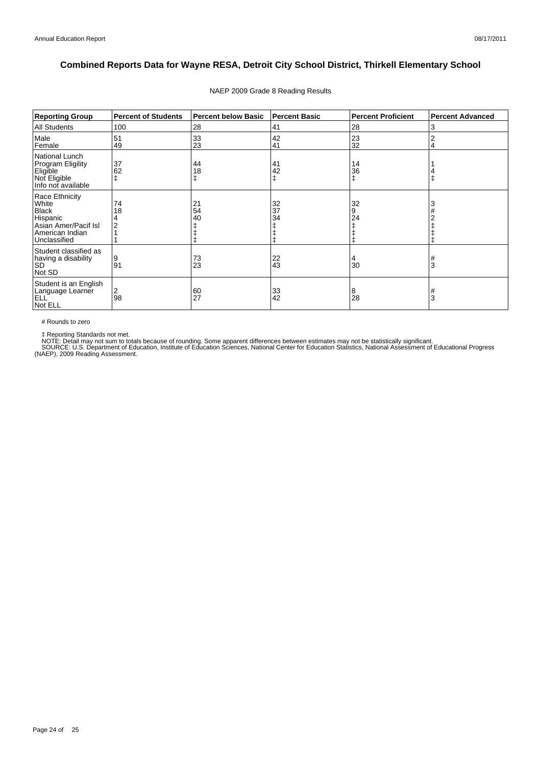# Combined Reports Data for Wayne RESA, Detroit City School District, Thirkell Elementary School

NAEP 2009 Grade 8 Reading Results

| Reporting Group | Percent of Students | Percent below Basic | Percent Basic | Percent Proficient | Percent Advanced |
|---|---|---|---|---|---|
| All Students | 100 | 28 | 41 | 28 | 3 |
| Male | 51 | 33 | 42 | 23 | 2 |
| Female | 49 | 23 | 41 | 32 | 4 |
| National Lunch Program Eligility | | | | | |
| Eligible | 37 | 44 | 41 | 14 | 1 |
| Not Eligible | 62 | 18 | 42 | 36 | 4 |
| Info not available | ‡ | ‡ | ‡ | ‡ | ‡ |
| Race Ethnicity | | | | | |
| White | 74 | 21 | 32 | 32 | 3 |
| Black | 18 | 54 | 37 | 9 | # |
| Hispanic | 4 | 40 | 34 | 24 | 2 |
| Asian Amer/Pacif Isl | 2 | ‡ | ‡ | ‡ | ‡ |
| American Indian | 1 | ‡ | ‡ | ‡ | ‡ |
| Unclassified | 1 | ‡ | ‡ | ‡ | ‡ |
| Student classified as having a disability | | | | | |
| SD | 9 | 73 | 22 | 4 | # |
| Not SD | 91 | 23 | 43 | 30 | 3 |
| Student is an English Language Learner | | | | | |
| ELL | 2 | 60 | 33 | 8 | # |
| Not ELL | 98 | 27 | 42 | 28 | 3 |

# Rounds to zero

‡ Reporting Standards not met.

NOTE: Detail may not sum to totals because of rounding. Some apparent differences between estimates may not be statistically significant.

SOURCE: U.S. Department of Education, Institute of Education Sciences, National Center for Education Statistics, National Assessment of Educational Progress (NAEP), 2009 Reading Assessment.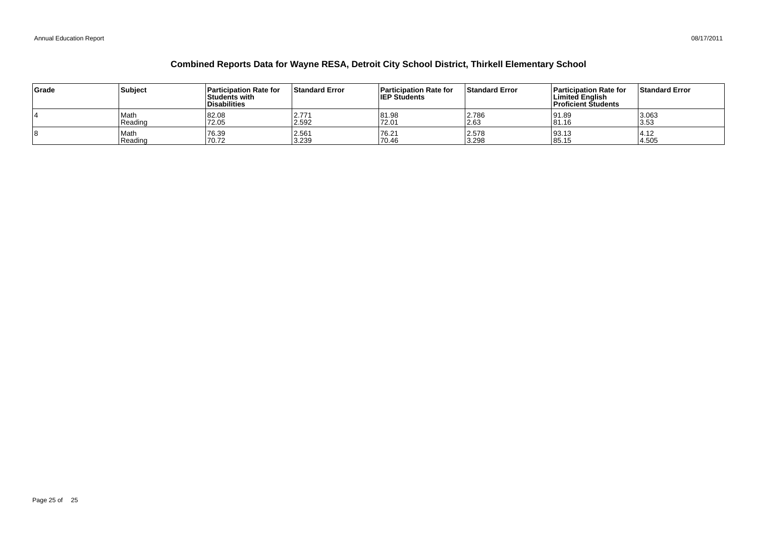## Combined Reports Data for Wayne RESA, Detroit City School District, Thirkell Elementary School

| Grade | Subject | Participation Rate for Students with Disabilities | Standard Error | Participation Rate for IEP Students | Standard Error | Participation Rate for Limited English Proficient Students | Standard Error |
|---|---|---|---|---|---|---|---|
| 4 | Math | 82.08 | 2.771 | 81.98 | 2.786 | 91.89 | 3.063 |
| | Reading | 72.05 | 2.592 | 72.01 | 2.63 | 81.16 | 3.53 |
| 8 | Math | 76.39 | 2.561 | 76.21 | 2.578 | 93.13 | 4.12 |
| | Reading | 70.72 | 3.239 | 70.46 | 3.298 | 85.15 | 4.505 |